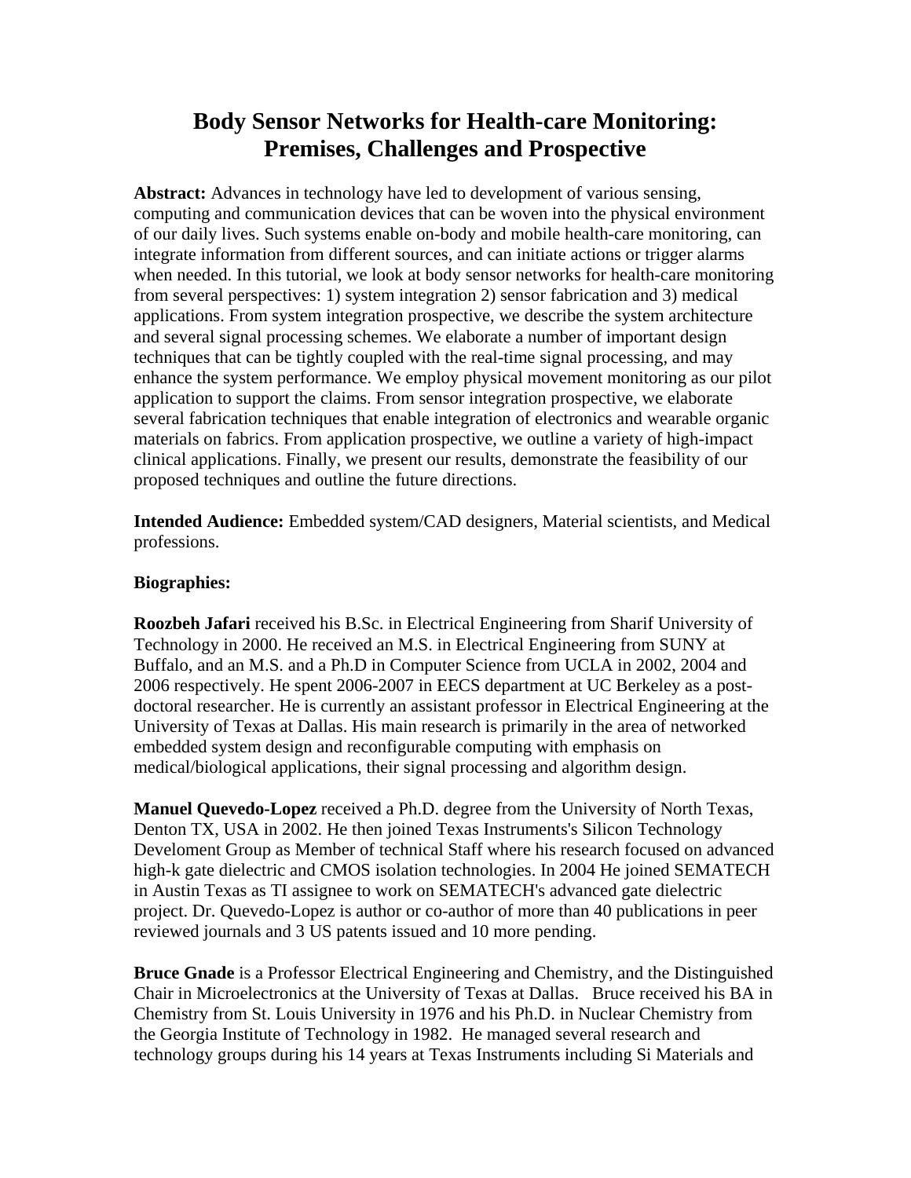# Body Sensor Networks for Health-care Monitoring: Premises, Challenges and Prospective

**Abstract:** Advances in technology have led to development of various sensing, computing and communication devices that can be woven into the physical environment of our daily lives. Such systems enable on-body and mobile health-care monitoring, can integrate information from different sources, and can initiate actions or trigger alarms when needed. In this tutorial, we look at body sensor networks for health-care monitoring from several perspectives: 1) system integration 2) sensor fabrication and 3) medical applications. From system integration prospective, we describe the system architecture and several signal processing schemes. We elaborate a number of important design techniques that can be tightly coupled with the real-time signal processing, and may enhance the system performance. We employ physical movement monitoring as our pilot application to support the claims. From sensor integration prospective, we elaborate several fabrication techniques that enable integration of electronics and wearable organic materials on fabrics. From application prospective, we outline a variety of high-impact clinical applications. Finally, we present our results, demonstrate the feasibility of our proposed techniques and outline the future directions.

**Intended Audience:** Embedded system/CAD designers, Material scientists, and Medical professions.

**Biographies:**

**Roozbeh Jafari** received his B.Sc. in Electrical Engineering from Sharif University of Technology in 2000. He received an M.S. in Electrical Engineering from SUNY at Buffalo, and an M.S. and a Ph.D in Computer Science from UCLA in 2002, 2004 and 2006 respectively. He spent 2006-2007 in EECS department at UC Berkeley as a post-doctoral researcher. He is currently an assistant professor in Electrical Engineering at the University of Texas at Dallas. His main research is primarily in the area of networked embedded system design and reconfigurable computing with emphasis on medical/biological applications, their signal processing and algorithm design.

**Manuel Quevedo-Lopez** received a Ph.D. degree from the University of North Texas, Denton TX, USA in 2002. He then joined Texas Instruments's Silicon Technology Develoment Group as Member of technical Staff where his research focused on advanced high-k gate dielectric and CMOS isolation technologies. In 2004 He joined SEMATECH in Austin Texas as TI assignee to work on SEMATECH's advanced gate dielectric project. Dr. Quevedo-Lopez is author or co-author of more than 40 publications in peer reviewed journals and 3 US patents issued and 10 more pending.

**Bruce Gnade** is a Professor Electrical Engineering and Chemistry, and the Distinguished Chair in Microelectronics at the University of Texas at Dallas. Bruce received his BA in Chemistry from St. Louis University in 1976 and his Ph.D. in Nuclear Chemistry from the Georgia Institute of Technology in 1982. He managed several research and technology groups during his 14 years at Texas Instruments including Si Materials and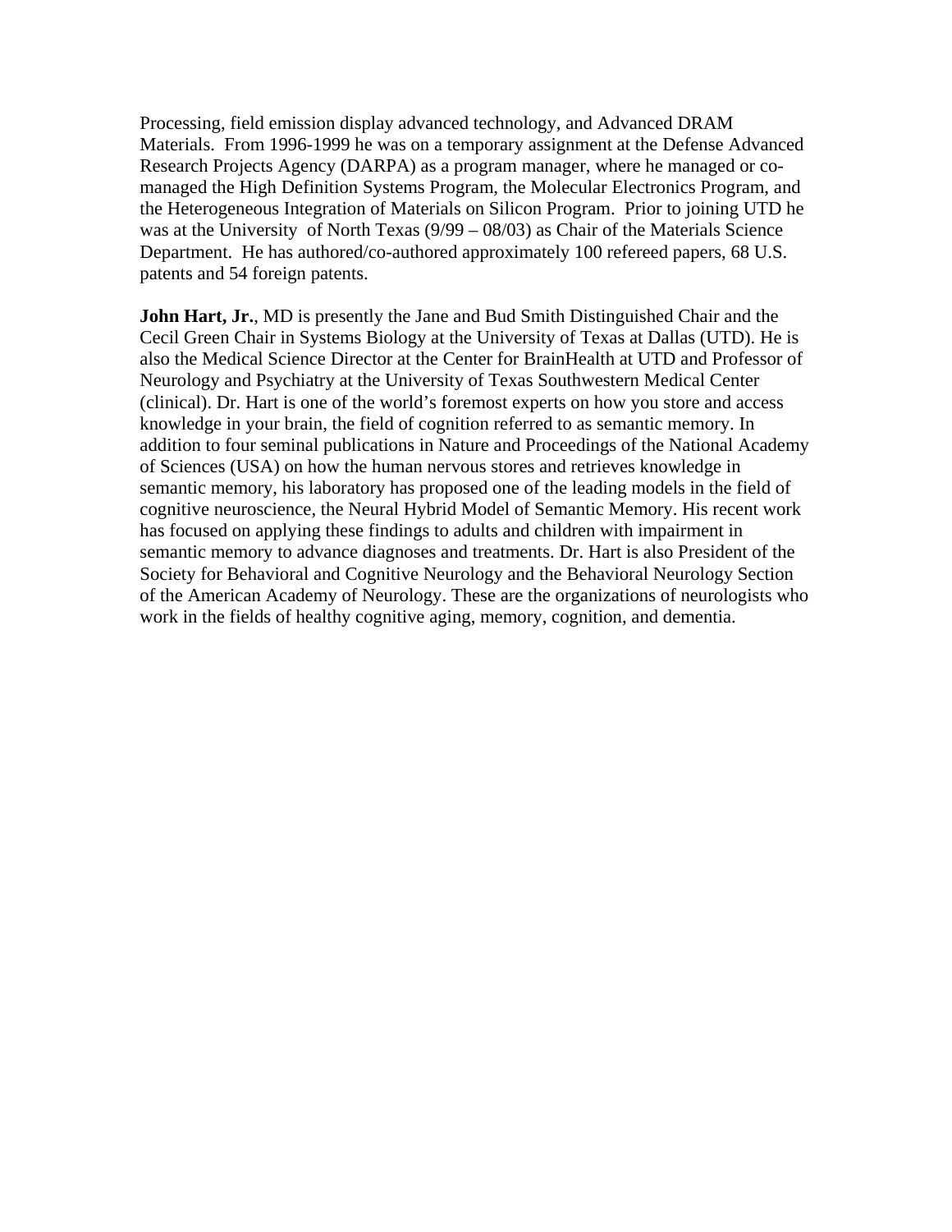Processing, field emission display advanced technology, and Advanced DRAM Materials. From 1996-1999 he was on a temporary assignment at the Defense Advanced Research Projects Agency (DARPA) as a program manager, where he managed or co-managed the High Definition Systems Program, the Molecular Electronics Program, and the Heterogeneous Integration of Materials on Silicon Program. Prior to joining UTD he was at the University of North Texas (9/99 – 08/03) as Chair of the Materials Science Department. He has authored/co-authored approximately 100 refereed papers, 68 U.S. patents and 54 foreign patents.

**John Hart, Jr.**, MD is presently the Jane and Bud Smith Distinguished Chair and the Cecil Green Chair in Systems Biology at the University of Texas at Dallas (UTD). He is also the Medical Science Director at the Center for BrainHealth at UTD and Professor of Neurology and Psychiatry at the University of Texas Southwestern Medical Center (clinical). Dr. Hart is one of the world's foremost experts on how you store and access knowledge in your brain, the field of cognition referred to as semantic memory. In addition to four seminal publications in Nature and Proceedings of the National Academy of Sciences (USA) on how the human nervous stores and retrieves knowledge in semantic memory, his laboratory has proposed one of the leading models in the field of cognitive neuroscience, the Neural Hybrid Model of Semantic Memory. His recent work has focused on applying these findings to adults and children with impairment in semantic memory to advance diagnoses and treatments. Dr. Hart is also President of the Society for Behavioral and Cognitive Neurology and the Behavioral Neurology Section of the American Academy of Neurology. These are the organizations of neurologists who work in the fields of healthy cognitive aging, memory, cognition, and dementia.